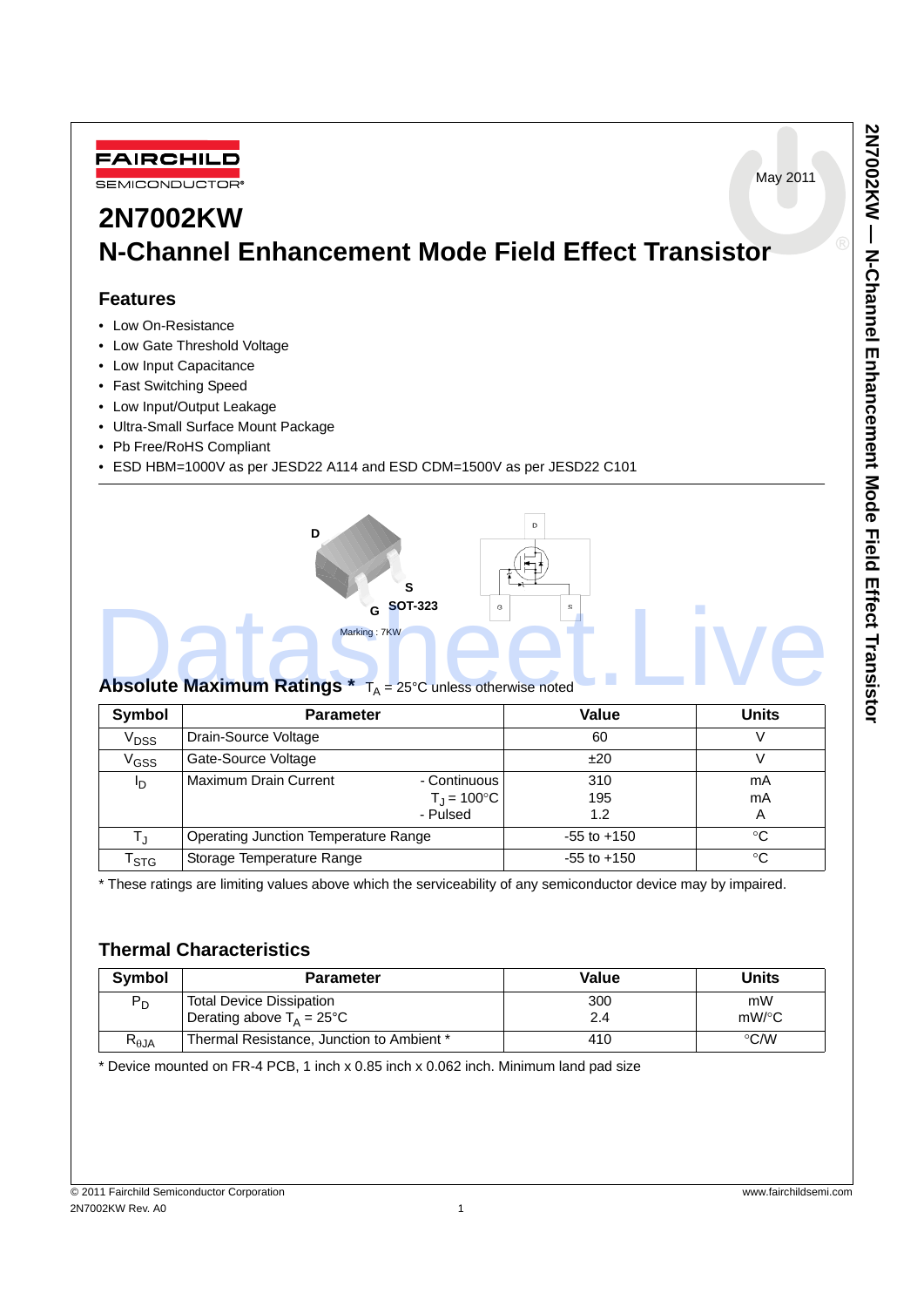May 2011

# 2N7002KW
# N-Channel Enhancement Mode Field Effect Transistor

## Features

- Low On-Resistance
- Low Gate Threshold Voltage
- Low Input Capacitance
- Fast Switching Speed
- Low Input/Output Leakage
- Ultra-Small Surface Mount Package
- Pb Free/RoHS Compliant
- ESD HBM=1000V as per JESD22 A114 and ESD CDM=1500V as per JESD22 C101

D S G SOT-323

Marking : 7KW

## Absolute Maximum Ratings * $T_A$ = 25°C unless otherwise noted

| Symbol | Parameter | | Value | Units |
|---|---|---|---|---|
| $V_{DSS}$ | Drain-Source Voltage | | 60 | V |
| $V_{GSS}$ | Gate-Source Voltage | | ±20 | V |
| $I_D$ | Maximum Drain Current | - Continuous<br>$T_J$ = 100°C<br>- Pulsed | 310<br>195<br>1.2 | mA<br>mA<br>A |
| $T_J$ | Operating Junction Temperature Range | | -55 to +150 | °C |
| $T_{STG}$ | Storage Temperature Range | | -55 to +150 | °C |

* These ratings are limiting values above which the serviceability of any semiconductor device may by impaired.

## Thermal Characteristics

| Symbol | Parameter | Value | Units |
|---|---|---|---|
| $P_D$ | Total Device Dissipation<br>Derating above $T_A$ = 25°C | 300<br>2.4 | mW<br>mW/°C |
| $R_{\theta JA}$ | Thermal Resistance, Junction to Ambient * | 410 | °C/W |

* Device mounted on FR-4 PCB, 1 inch x 0.85 inch x 0.062 inch. Minimum land pad size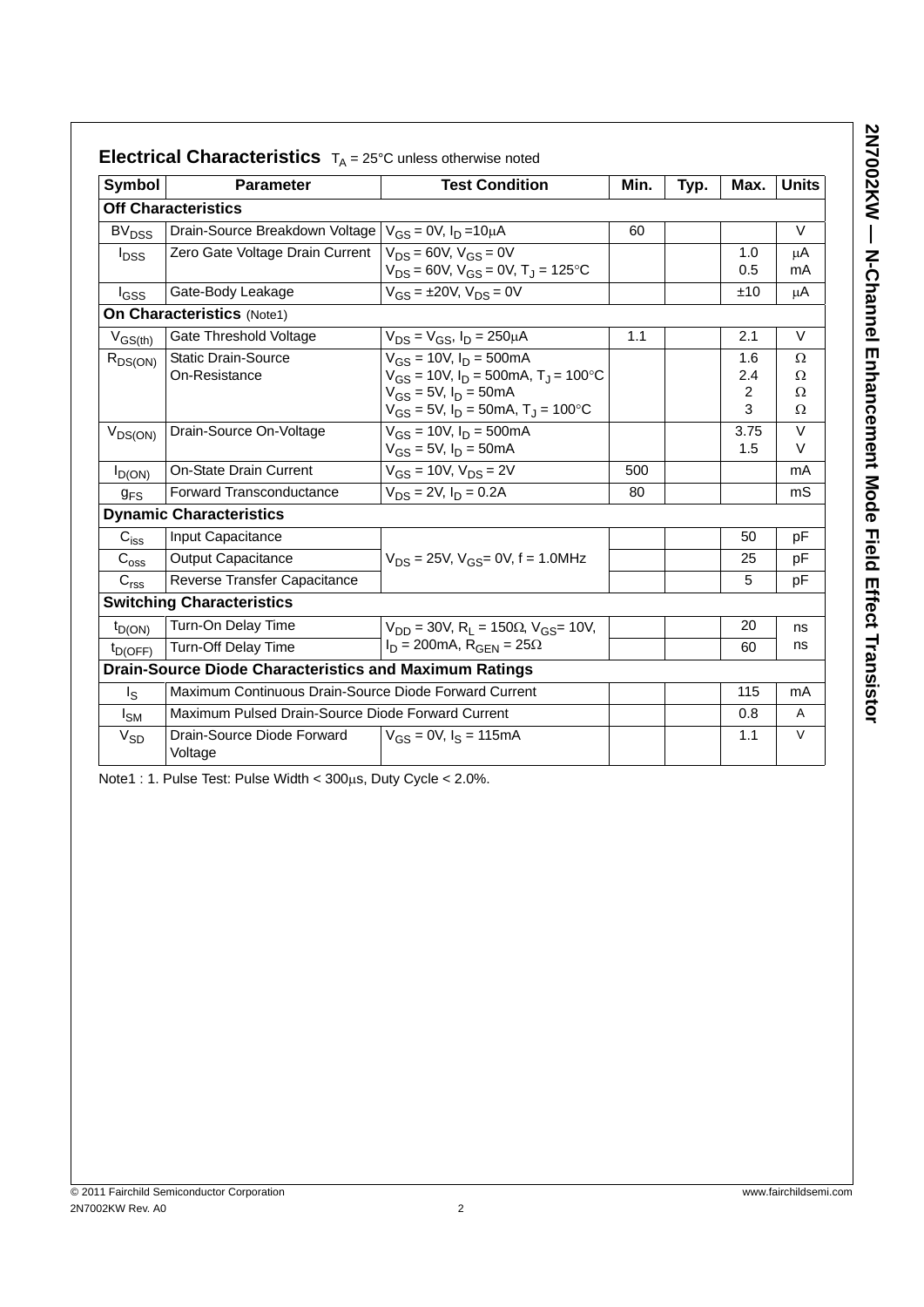## Electrical Characteristics $T_A$ = 25°C unless otherwise noted

| Symbol | Parameter | Test Condition | Min. | Typ. | Max. | Units |
|---|---|---|---|---|---|---|
| **Off Characteristics** | | | | | | |
| $BV_{DSS}$ | Drain-Source Breakdown Voltage | $V_{GS}$ = 0V, $I_D$ =10μA | 60 | | | V |
| $I_{DSS}$ | Zero Gate Voltage Drain Current | $V_{DS}$ = 60V, $V_{GS}$ = 0V<br>$V_{DS}$ = 60V, $V_{GS}$ = 0V, $T_J$ = 125°C | | | 1.0<br>0.5 | μA<br>mA |
| $I_{GSS}$ | Gate-Body Leakage | $V_{GS}$ = ±20V, $V_{DS}$ = 0V | | | ±10 | μA |
| **On Characteristics** (Note1) | | | | | | |
| $V_{GS(th)}$ | Gate Threshold Voltage | $V_{DS}$ = $V_{GS}$, $I_D$ = 250μA | 1.1 | | 2.1 | V |
| $R_{DS(ON)}$ | Static Drain-Source On-Resistance | $V_{GS}$ = 10V, $I_D$ = 500mA<br>$V_{GS}$ = 10V, $I_D$ = 500mA, $T_J$ = 100°C<br>$V_{GS}$ = 5V, $I_D$ = 50mA<br>$V_{GS}$ = 5V, $I_D$ = 50mA, $T_J$ = 100°C | | | 1.6<br>2.4<br>2<br>3 | Ω<br>Ω<br>Ω<br>Ω |
| $V_{DS(ON)}$ | Drain-Source On-Voltage | $V_{GS}$ = 10V, $I_D$ = 500mA<br>$V_{GS}$ = 5V, $I_D$ = 50mA | | | 3.75<br>1.5 | V<br>V |
| $I_{D(ON)}$ | On-State Drain Current | $V_{GS}$ = 10V, $V_{DS}$ = 2V | 500 | | | mA |
| $g_{FS}$ | Forward Transconductance | $V_{DS}$ = 2V, $I_D$ = 0.2A | 80 | | | mS |
| **Dynamic Characteristics** | | | | | | |
| $C_{iss}$ | Input Capacitance | $V_{DS}$ = 25V, $V_{GS}$= 0V, f = 1.0MHz | | | 50 | pF |
| $C_{oss}$ | Output Capacitance | | | | 25 | pF |
| $C_{rss}$ | Reverse Transfer Capacitance | | | | 5 | pF |
| **Switching Characteristics** | | | | | | |
| $t_{D(ON)}$ | Turn-On Delay Time | $V_{DD}$ = 30V, $R_L$ = 150Ω, $V_{GS}$= 10V, $I_D$ = 200mA, $R_{GEN}$ = 25Ω | | | 20 | ns |
| $t_{D(OFF)}$ | Turn-Off Delay Time | | | | 60 | ns |
| **Drain-Source Diode Characteristics and Maximum Ratings** | | | | | | |
| $I_S$ | Maximum Continuous Drain-Source Diode Forward Current | | | | 115 | mA |
| $I_{SM}$ | Maximum Pulsed Drain-Source Diode Forward Current | | | | 0.8 | A |
| $V_{SD}$ | Drain-Source Diode Forward Voltage | $V_{GS}$ = 0V, $I_S$ = 115mA | | | 1.1 | V |

Note1 : 1. Pulse Test: Pulse Width < 300μs, Duty Cycle < 2.0%.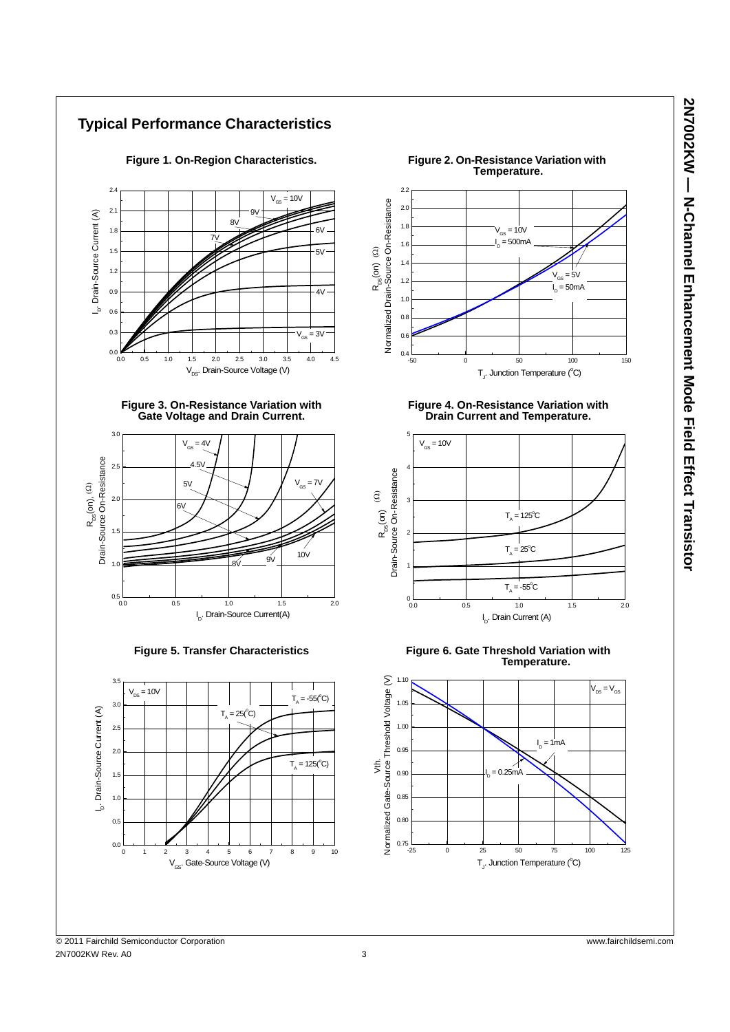## Typical Performance Characteristics

**Figure 1. On-Region Characteristics.**

**Figure 2. On-Resistance Variation with Temperature.**

**Figure 3. On-Resistance Variation with Gate Voltage and Drain Current.**

**Figure 4. On-Resistance Variation with Drain Current and Temperature.**

**Figure 5. Transfer Characteristics**

**Figure 6. Gate Threshold Variation with Temperature.**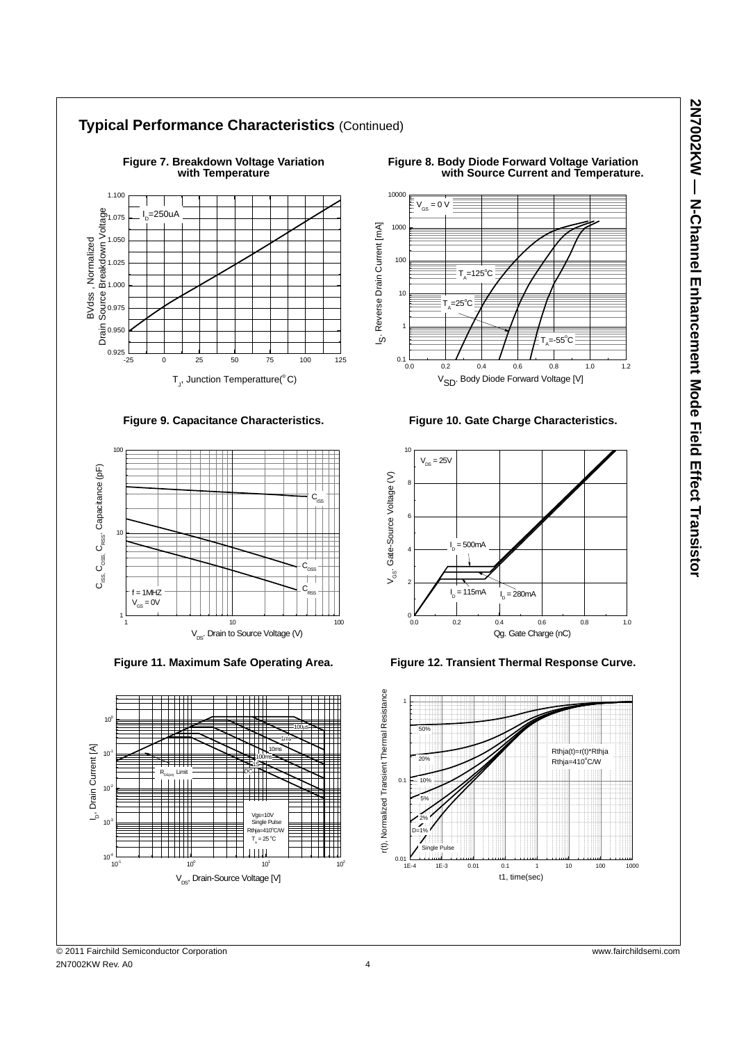## Typical Performance Characteristics (Continued)

**Figure 7. Breakdown Voltage Variation with Temperature**

$I_D$=250uA

BVdss , Normalized Drain Source Breakdown Voltage

$T_J$, Junction Temperatture($^oC$)

**Figure 8. Body Diode Forward Voltage Variation with Source Current and Temperature.**

$V_{GS}$ = 0 V

$T_A$=125$^oC$

$T_A$=25$^oC$

$T_A$=-55$^oC$

$I_S$, Reverse Drain Current [mA]

$V_{SD}$, Body Diode Forward Voltage [V]

**Figure 9. Capacitance Characteristics.**

$C_{ISS}$

$C_{OSS}$

$C_{RSS}$

f = 1MHZ

$V_{GS}$ = 0V

$C_{ISS}$, $C_{OSS}$, $C_{RSS}$, Capacitance (pF)

$V_{DS}$, Drain to Source Voltage (V)

**Figure 10. Gate Charge Characteristics.**

$V_{DS}$ = 25V

$I_D$ = 500mA

$I_D$ = 115mA

$I_D$ = 280mA

$V_{GS}$, Gate-Source Voltage (V)

Qg, Gate Charge (nC)

**Figure 11. Maximum Safe Operating Area.**

$R_{DS(on)}$ Limit

100us

1ms

10ms

100ms

1s

DC

Vgs=10V

Single Pulse

Rthja=410$^oC$/W

$T_a$ = 25$^oC$

$I_D$, Drain Current [A]

$V_{DS}$, Drain-Source Voltage [V]

**Figure 12. Transient Thermal Response Curve.**

50%

20%

10%

5%

2%

D=1%

Single Pulse

Rthja(t)=r(t)*Rthja

Rthja=410$^oC$/W

r(t), Normalized Transient Thermal Resistance

t1, time(sec)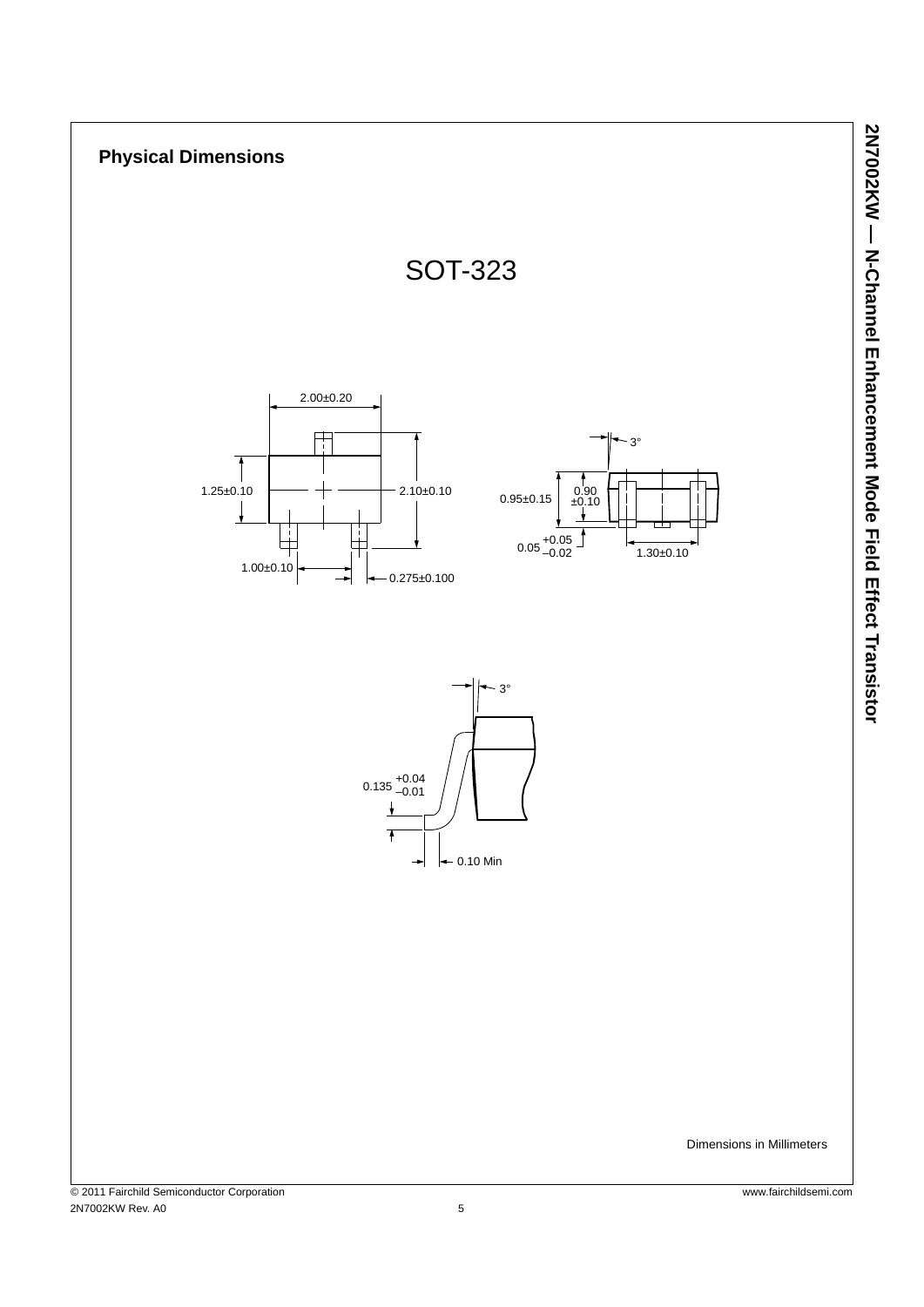## Physical Dimensions

SOT-323

2.00±0.20

1.25±0.10

2.10±0.10

1.00±0.10

0.275±0.100

3°

0.95±0.15

0.90 ±0.10

0.05 +0.05 −0.02

1.30±0.10

3°

0.135 +0.04 −0.01

0.10 Min

Dimensions in Millimeters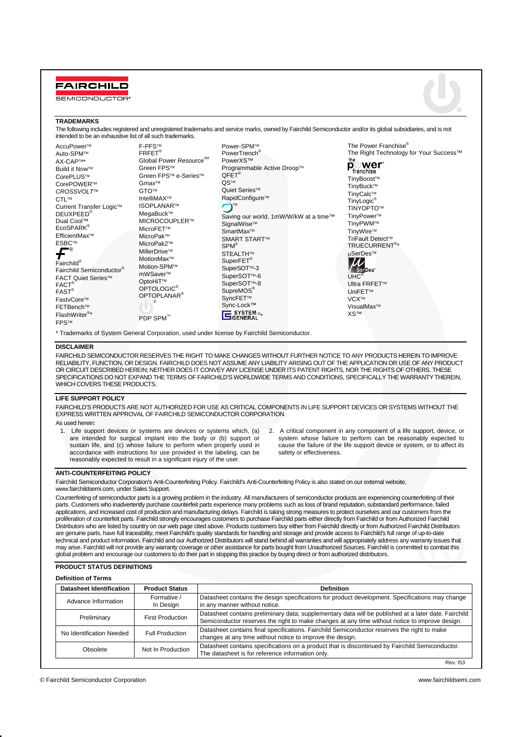## TRADEMARKS

The following includes registered and unregistered trademarks and service marks, owned by Fairchild Semiconductor and/or its global subsidiaries, and is not intended to be an exhaustive list of all such trademarks.

AccuPower™
Auto-SPM™
AX-CAP™*
Build it Now™
CorePLUS™
CorePOWER™
*CROSSVOLT*™
CTL™
Current Transfer Logic™
DEUXPEED®
Dual Cool™
EcoSPARK®
EfficientMax™
ESBC™
®
Fairchild®
Fairchild Semiconductor®
FACT Quiet Series™
FACT®
FAST®
FastvCore™
FETBench™
FlashWriter®*
FPS™

F-PFS™
FRFET®
Global Power Resource℠
Green FPS™
Green FPS™ e-Series™
*Gmax*™
GTO™
IntelliMAX™
ISOPLANAR™
MegaBuck™
MICROCOUPLER™
MicroFET™
MicroPak™
MicroPak2™
MillerDrive™
MotionMax™
Motion-SPM™
mWSaver™
OptoHiT™
OPTOLOGIC®
OPTOPLANAR®
®
PDP SPM™

Power-SPM™
PowerTrench®
PowerXS™
Programmable Active Droop™
QFET®
QS™
Quiet Series™
RapidConfigure™
™
Saving our world, 1mW/W/kW at a time™
SignalWise™
SmartMax™
SMART START™
SPM®
STEALTH™
SuperFET®
SuperSOT™-3
SuperSOT™-6
SuperSOT™-8
SupreMOS®
SyncFET™
Sync-Lock™
SYSTEM GENERAL®*

The Power Franchise®
The Right Technology for Your Success™
the power franchise
TinyBoost™
TinyBuck™
TinyCalc™
TinyLogic®
TINYOPTO™
TinyPower™
TinyPWM™
TinyWire™
TriFault Detect™
TRUECURRENT®*
µSerDes™
µSerDes™
UHC®
Ultra FRFET™
UniFET™
VCX™
VisualMax™
XS™

\* Trademarks of System General Corporation, used under license by Fairchild Semiconductor.

## DISCLAIMER

FAIRCHILD SEMICONDUCTOR RESERVES THE RIGHT TO MAKE CHANGES WITHOUT FURTHER NOTICE TO ANY PRODUCTS HEREIN TO IMPROVE RELIABILITY, FUNCTION, OR DESIGN. FAIRCHILD DOES NOT ASSUME ANY LIABILITY ARISING OUT OF THE APPLICATION OR USE OF ANY PRODUCT OR CIRCUIT DESCRIBED HEREIN; NEITHER DOES IT CONVEY ANY LICENSE UNDER ITS PATENT RIGHTS, NOR THE RIGHTS OF OTHERS. THESE SPECIFICATIONS DO NOT EXPAND THE TERMS OF FAIRCHILD'S WORLDWIDE TERMS AND CONDITIONS, SPECIFICALLY THE WARRANTY THEREIN, WHICH COVERS THESE PRODUCTS.

## LIFE SUPPORT POLICY

FAIRCHILD'S PRODUCTS ARE NOT AUTHORIZED FOR USE AS CRITICAL COMPONENTS IN LIFE SUPPORT DEVICES OR SYSTEMS WITHOUT THE EXPRESS WRITTEN APPROVAL OF FAIRCHILD SEMICONDUCTOR CORPORATION.

As used herein:

1. Life support devices or systems are devices or systems which, (a) are intended for surgical implant into the body or (b) support or sustain life, and (c) whose failure to perform when properly used in accordance with instructions for use provided in the labeling, can be reasonably expected to result in a significant injury of the user.
2. A critical component in any component of a life support, device, or system whose failure to perform can be reasonably expected to cause the failure of the life support device or system, or to affect its safety or effectiveness.

## ANTI-COUNTERFEITING POLICY

Fairchild Semiconductor Corporation's Anti-Counterfeiting Policy. Fairchild's Anti-Counterfeiting Policy is also stated on our external website, www.fairchildsemi.com, under Sales Support.

Counterfeiting of semiconductor parts is a growing problem in the industry. All manufacturers of semiconductor products are experiencing counterfeiting of their parts. Customers who inadvertently purchase counterfeit parts experience many problems such as loss of brand reputation, substandard performance, failed applications, and increased cost of production and manufacturing delays. Fairchild is taking strong measures to protect ourselves and our customers from the proliferation of counterfeit parts. Fairchild strongly encourages customers to purchase Fairchild parts either directly from Fairchild or from Authorized Fairchild Distributors who are listed by country on our web page cited above. Products customers buy either from Fairchild directly or from Authorized Fairchild Distributors are genuine parts, have full traceability, meet Fairchild's quality standards for handling and storage and provide access to Fairchild's full range of up-to-date technical and product information. Fairchild and our Authorized Distributors will stand behind all warranties and will appropriately address any warranty issues that may arise. Fairchild will not provide any warranty coverage or other assistance for parts bought from Unauthorized Sources. Fairchild is committed to combat this global problem and encourage our customers to do their part in stopping this practice by buying direct or from authorized distributors.

## PRODUCT STATUS DEFINITIONS

### Definition of Terms

| Datasheet Identification | Product Status | Definition |
|---|---|---|
| Advance Information | Formative / In Design | Datasheet contains the design specifications for product development. Specifications may change in any manner without notice. |
| Preliminary | First Production | Datasheet contains preliminary data; supplementary data will be published at a later date. Fairchild Semiconductor reserves the right to make changes at any time without notice to improve design. |
| No Identification Needed | Full Production | Datasheet contains final specifications. Fairchild Semiconductor reserves the right to make changes at any time without notice to improve the design. |
| Obsolete | Not In Production | Datasheet contains specifications on a product that is discontinued by Fairchild Semiconductor. The datasheet is for reference information only. |

Rev. I53